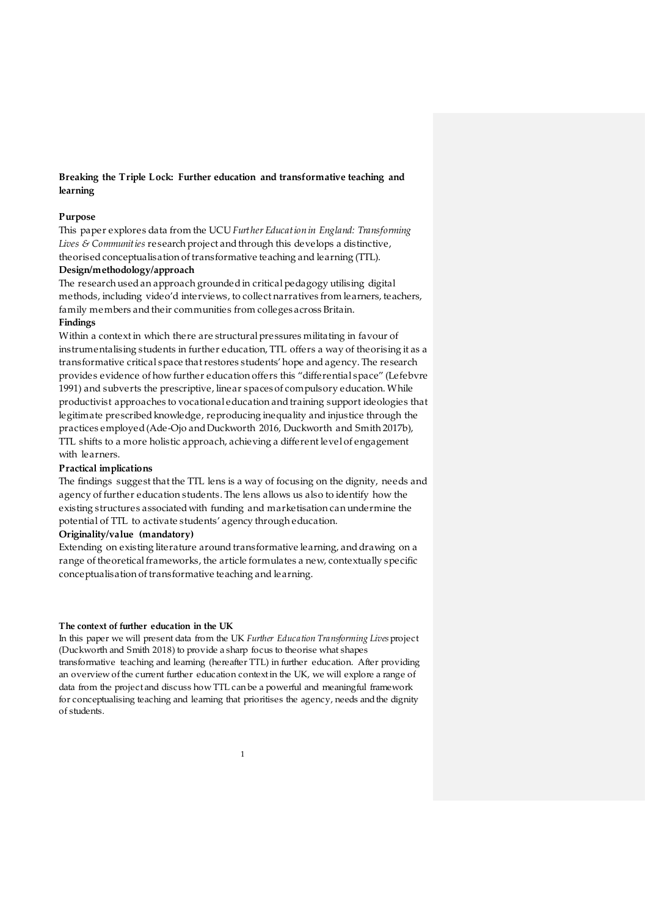**Breaking the Triple Lock: Further education and transformative teaching and learning**

**Purpose**

This paper explores data from the UCU *Further Education in England: Transforming Lives & Communities* research project and through this develops a distinctive, theorised conceptualisation of transformative teaching and learning (TTL).

**Design/methodology/approach**

The research used an approach grounded in critical pedagogy utilising digital methods, including video'd interviews, to collect narratives from learners, teachers, family members and their communities from colleges across Britain.

**Findings**

Within a context in which there are structural pressures militating in favour of instrumentalising students in further education, TTL offers a way of theorising it as a transformative critical space that restores students' hope and agency. The research provides evidence of how further education offers this "differential space" (Lefebvre 1991) and subverts the prescriptive, linear spaces of compulsory education. While productivist approaches to vocational education and training support ideologies that legitimate prescribed knowledge, reproducing inequality and injustice through the practices employed (Ade-Ojo and Duckworth 2016, Duckworth and Smith 2017b), TTL shifts to a more holistic approach, achieving a different level of engagement with learners.

**Practical implications**

The findings suggest that the TTL lens is a way of focusing on the dignity, needs and agency of further education students. The lens allows us also to identify how the existing structures associated with funding and marketisation can undermine the potential of TTL to activate students' agency through education.

**Originality/value (mandatory)**

Extending on existing literature around transformative learning, and drawing on a range of theoretical frameworks, the article formulates a new, contextually specific conceptualisation of transformative teaching and learning.

**The context of further education in the UK**

In this paper we will present data from the UK *Further Education Transforming Lives* project (Duckworth and Smith 2018) to provide a sharp focus to theorise what shapes transformative teaching and learning (hereafter TTL) in further education. After providing an overview of the current further education context in the UK, we will explore a range of data from the project and discuss how TTL can be a powerful and meaningful framework for conceptualising teaching and learning that prioritises the agency, needs and the dignity of students.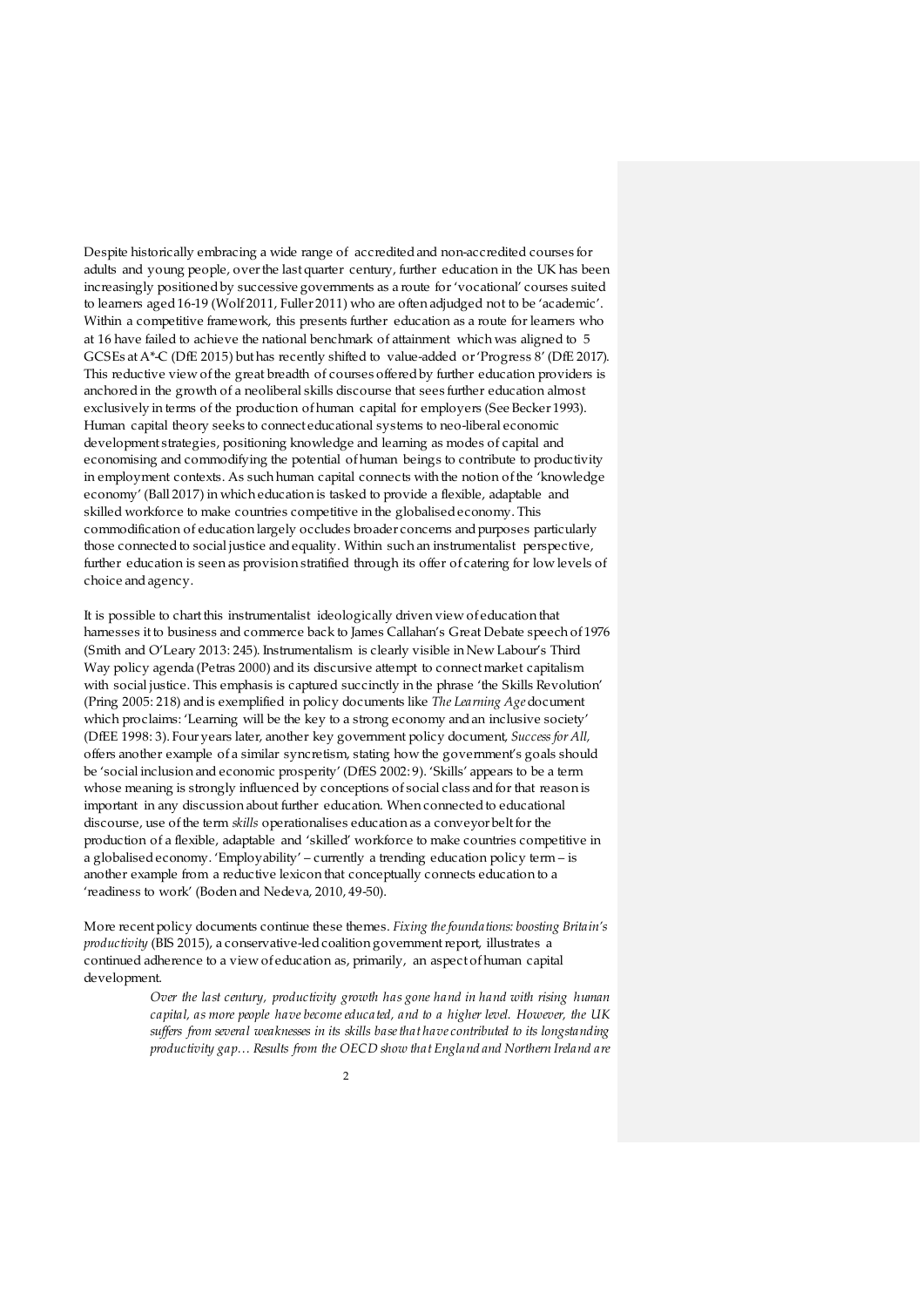Despite historically embracing a wide range of accredited and non-accredited courses for adults and young people, over the last quarter century, further education in the UK has been increasingly positioned by successive governments as a route for 'vocational' courses suited to learners aged 16-19 (Wolf 2011, Fuller 2011) who are often adjudged not to be 'academic'. Within a competitive framework, this presents further education as a route for learners who at 16 have failed to achieve the national benchmark of attainment which was aligned to 5 GCSEs at A*-C (DfE 2015) but has recently shifted to value-added or 'Progress 8' (DfE 2017). This reductive view of the great breadth of courses offered by further education providers is anchored in the growth of a neoliberal skills discourse that sees further education almost exclusively in terms of the production of human capital for employers (See Becker 1993). Human capital theory seeks to connect educational systems to neo-liberal economic development strategies, positioning knowledge and learning as modes of capital and economising and commodifying the potential of human beings to contribute to productivity in employment contexts. As such human capital connects with the notion of the 'knowledge economy' (Ball 2017) in which education is tasked to provide a flexible, adaptable and skilled workforce to make countries competitive in the globalised economy. This commodification of education largely occludes broader concerns and purposes particularly those connected to social justice and equality. Within such an instrumentalist perspective, further education is seen as provision stratified through its offer of catering for low levels of choice and agency.

It is possible to chart this instrumentalist ideologically driven view of education that harnesses it to business and commerce back to James Callahan's Great Debate speech of 1976 (Smith and O'Leary 2013: 245). Instrumentalism is clearly visible in New Labour's Third Way policy agenda (Petras 2000) and its discursive attempt to connect market capitalism with social justice. This emphasis is captured succinctly in the phrase 'the Skills Revolution' (Pring 2005: 218) and is exemplified in policy documents like *The Learning Age* document which proclaims: 'Learning will be the key to a strong economy and an inclusive society' (DfEE 1998: 3). Four years later, another key government policy document, *Success for All*, offers another example of a similar syncretism, stating how the government's goals should be 'social inclusion and economic prosperity' (DfES 2002: 9). 'Skills' appears to be a term whose meaning is strongly influenced by conceptions of social class and for that reason is important in any discussion about further education. When connected to educational discourse, use of the term *skills* operationalises education as a conveyor belt for the production of a flexible, adaptable and 'skilled' workforce to make countries competitive in a globalised economy. 'Employability' – currently a trending education policy term – is another example from a reductive lexicon that conceptually connects education to a 'readiness to work' (Boden and Nedeva, 2010, 49-50).

More recent policy documents continue these themes. *Fixing the foundations: boosting Britain's productivity* (BIS 2015), a conservative-led coalition government report, illustrates a continued adherence to a view of education as, primarily, an aspect of human capital development.

> *Over the last century, productivity growth has gone hand in hand with rising human capital, as more people have become educated, and to a higher level. However, the UK suffers from several weaknesses in its skills base that have contributed to its longstanding productivity gap… Results from the OECD show that England and Northern Ireland are*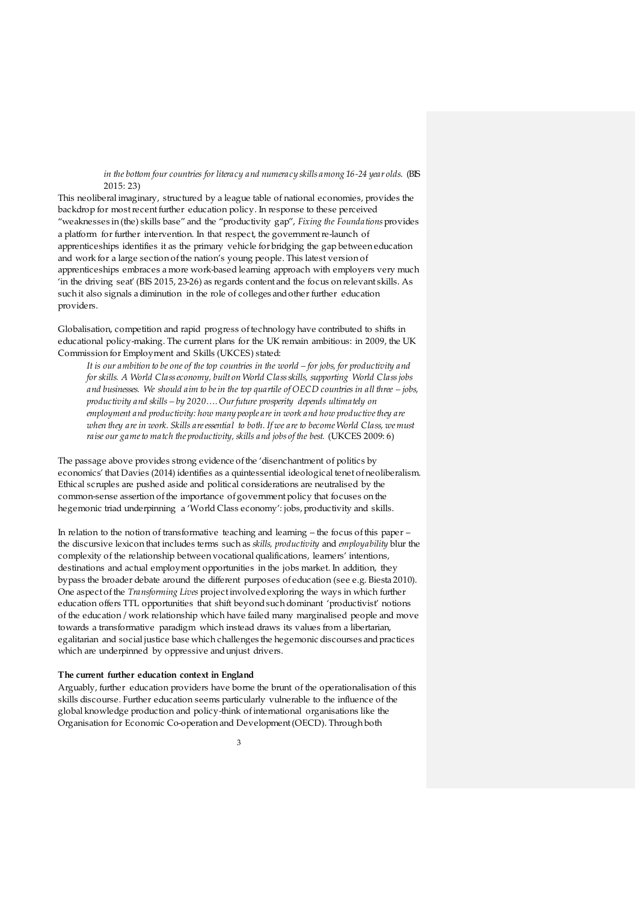> *in the bottom four countries for literacy and numeracy skills among 16-24 year olds.* (BIS 2015: 23)

This neoliberal imaginary, structured by a league table of national economies, provides the backdrop for most recent further education policy. In response to these perceived "weaknesses in (the) skills base" and the "productivity gap", *Fixing the Foundations* provides a platform for further intervention. In that respect, the government re-launch of apprenticeships identifies it as the primary vehicle for bridging the gap between education and work for a large section of the nation's young people. This latest version of apprenticeships embraces a more work-based learning approach with employers very much 'in the driving seat' (BIS 2015, 23-26) as regards content and the focus on relevant skills. As such it also signals a diminution in the role of colleges and other further education providers.

Globalisation, competition and rapid progress of technology have contributed to shifts in educational policy-making. The current plans for the UK remain ambitious: in 2009, the UK Commission for Employment and Skills (UKCES) stated:

> *It is our ambition to be one of the top countries in the world – for jobs, for productivity and for skills. A World Class economy, built on World Class skills, supporting World Class jobs and businesses. We should aim to be in the top quartile of OECD countries in all three – jobs, productivity and skills – by 2020…. Our future prosperity depends ultimately on employment and productivity: how many people are in work and how productive they are when they are in work. Skills are essential to both. If we are to become World Class, we must raise our game to match the productivity, skills and jobs of the best.* (UKCES 2009: 6)

The passage above provides strong evidence of the 'disenchantment of politics by economics' that Davies (2014) identifies as a quintessential ideological tenet of neoliberalism. Ethical scruples are pushed aside and political considerations are neutralised by the common-sense assertion of the importance of government policy that focuses on the hegemonic triad underpinning a 'World Class economy': jobs, productivity and skills.

In relation to the notion of transformative teaching and learning – the focus of this paper – the discursive lexicon that includes terms such as *skills, productivity* and *employability* blur the complexity of the relationship between vocational qualifications, learners' intentions, destinations and actual employment opportunities in the jobs market. In addition, they bypass the broader debate around the different purposes of education (see e.g. Biesta 2010). One aspect of the *Transforming Lives* project involved exploring the ways in which further education offers TTL opportunities that shift beyond such dominant 'productivist' notions of the education / work relationship which have failed many marginalised people and move towards a transformative paradigm which instead draws its values from a libertarian, egalitarian and social justice base which challenges the hegemonic discourses and practices which are underpinned by oppressive and unjust drivers.

**The current further education context in England**

Arguably, further education providers have borne the brunt of the operationalisation of this skills discourse. Further education seems particularly vulnerable to the influence of the global knowledge production and policy-think of international organisations like the Organisation for Economic Co-operation and Development (OECD). Through both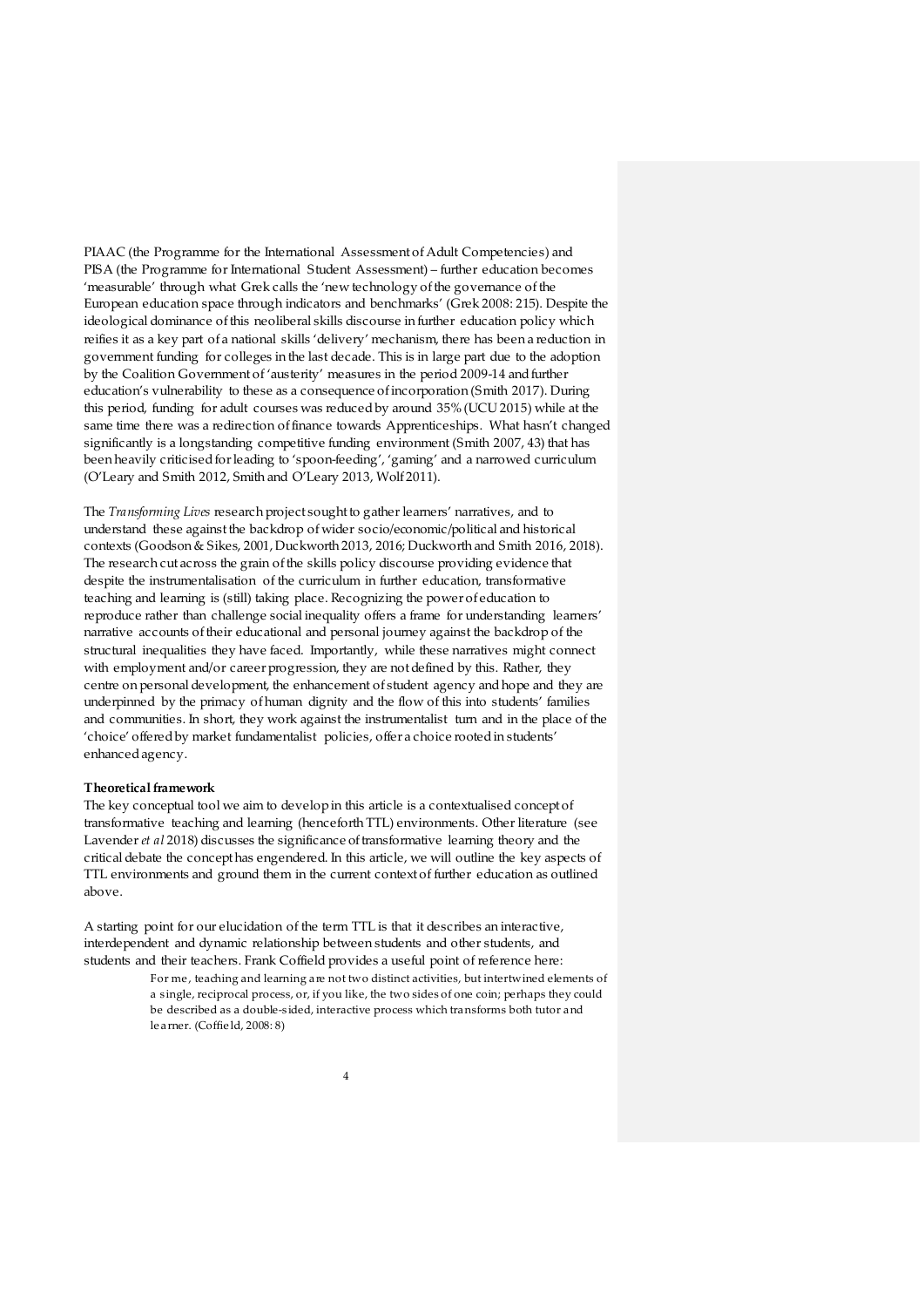PIAAC (the Programme for the International Assessment of Adult Competencies) and PISA (the Programme for International Student Assessment) – further education becomes 'measurable' through what Grek calls the 'new technology of the governance of the European education space through indicators and benchmarks' (Grek 2008: 215). Despite the ideological dominance of this neoliberal skills discourse in further education policy which reifies it as a key part of a national skills 'delivery' mechanism, there has been a reduction in government funding for colleges in the last decade. This is in large part due to the adoption by the Coalition Government of 'austerity' measures in the period 2009-14 and further education's vulnerability to these as a consequence of incorporation (Smith 2017). During this period, funding for adult courses was reduced by around 35% (UCU 2015) while at the same time there was a redirection of finance towards Apprenticeships. What hasn't changed significantly is a longstanding competitive funding environment (Smith 2007, 43) that has been heavily criticised for leading to 'spoon-feeding', 'gaming' and a narrowed curriculum (O'Leary and Smith 2012, Smith and O'Leary 2013, Wolf 2011).

The *Transforming Lives* research project sought to gather learners' narratives, and to understand these against the backdrop of wider socio/economic/political and historical contexts (Goodson & Sikes, 2001, Duckworth 2013, 2016; Duckworth and Smith 2016, 2018). The research cut across the grain of the skills policy discourse providing evidence that despite the instrumentalisation of the curriculum in further education, transformative teaching and learning is (still) taking place. Recognizing the power of education to reproduce rather than challenge social inequality offers a frame for understanding learners' narrative accounts of their educational and personal journey against the backdrop of the structural inequalities they have faced. Importantly, while these narratives might connect with employment and/or career progression, they are not defined by this. Rather, they centre on personal development, the enhancement of student agency and hope and they are underpinned by the primacy of human dignity and the flow of this into students' families and communities. In short, they work against the instrumentalist turn and in the place of the 'choice' offered by market fundamentalist policies, offer a choice rooted in students' enhanced agency.

**Theoretical framework**

The key conceptual tool we aim to develop in this article is a contextualised concept of transformative teaching and learning (henceforth TTL) environments. Other literature (see Lavender *et al* 2018) discusses the significance of transformative learning theory and the critical debate the concept has engendered. In this article, we will outline the key aspects of TTL environments and ground them in the current context of further education as outlined above.

A starting point for our elucidation of the term TTL is that it describes an interactive, interdependent and dynamic relationship between students and other students, and students and their teachers. Frank Coffield provides a useful point of reference here:

> For me, teaching and learning are not two distinct activities, but intertwined elements of a single, reciprocal process, or, if you like, the two sides of one coin; perhaps they could be described as a double-sided, interactive process which transforms both tutor and learner. (Coffield, 2008: 8)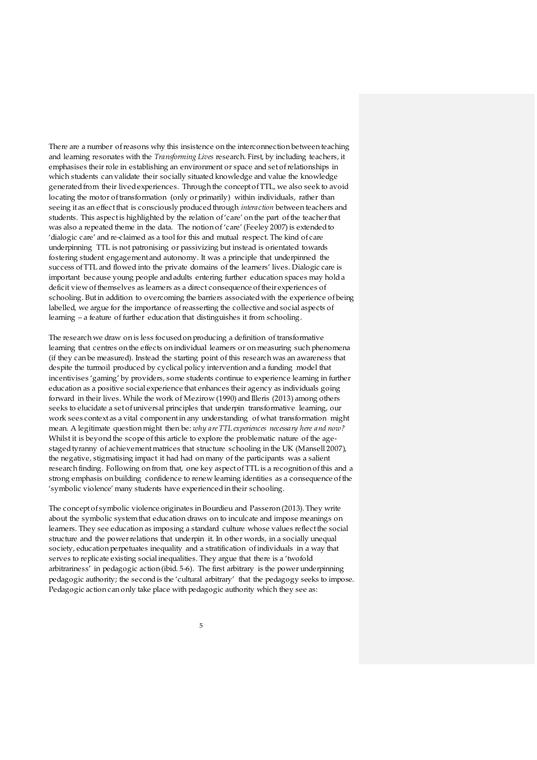There are a number of reasons why this insistence on the interconnection between teaching and learning resonates with the *Transforming Lives* research. First, by including teachers, it emphasises their role in establishing an environment or space and set of relationships in which students can validate their socially situated knowledge and value the knowledge generated from their lived experiences. Through the concept of TTL, we also seek to avoid locating the motor of transformation (only or primarily) within individuals, rather than seeing it as an effect that is consciously produced through *interaction* between teachers and students. This aspect is highlighted by the relation of 'care' on the part of the teacher that was also a repeated theme in the data. The notion of 'care' (Feeley 2007) is extended to 'dialogic care' and re-claimed as a tool for this and mutual respect. The kind of care underpinning TTL is not patronising or passivizing but instead is orientated towards fostering student engagement and autonomy. It was a principle that underpinned the success of TTL and flowed into the private domains of the learners' lives. Dialogic care is important because young people and adults entering further education spaces may hold a deficit view of themselves as learners as a direct consequence of their experiences of schooling. But in addition to overcoming the barriers associated with the experience of being labelled, we argue for the importance of reasserting the collective and social aspects of learning – a feature of further education that distinguishes it from schooling.

The research we draw on is less focused on producing a definition of transformative learning that centres on the effects on individual learners or on measuring such phenomena (if they can be measured). Instead the starting point of this research was an awareness that despite the turmoil produced by cyclical policy intervention and a funding model that incentivises 'gaming' by providers, some students continue to experience learning in further education as a positive social experience that enhances their agency as individuals going forward in their lives. While the work of Mezirow (1990) and Illeris (2013) among others seeks to elucidate a set of universal principles that underpin transformative learning, our work sees context as a vital component in any understanding of what transformation might mean. A legitimate question might then be: *why are TTL experiences necessary here and now?* Whilst it is beyond the scope of this article to explore the problematic nature of the age-staged tyranny of achievement matrices that structure schooling in the UK (Mansell 2007), the negative, stigmatising impact it had had on many of the participants was a salient research finding. Following on from that, one key aspect of TTL is a recognition of this and a strong emphasis on building confidence to renew learning identities as a consequence of the 'symbolic violence' many students have experienced in their schooling.

The concept of symbolic violence originates in Bourdieu and Passeron (2013). They write about the symbolic system that education draws on to inculcate and impose meanings on learners. They see education as imposing a standard culture whose values reflect the social structure and the power relations that underpin it. In other words, in a socially unequal society, education perpetuates inequality and a stratification of individuals in a way that serves to replicate existing social inequalities. They argue that there is a 'twofold arbitrariness' in pedagogic action (ibid. 5-6). The first arbitrary is the power underpinning pedagogic authority; the second is the 'cultural arbitrary' that the pedagogy seeks to impose. Pedagogic action can only take place with pedagogic authority which they see as: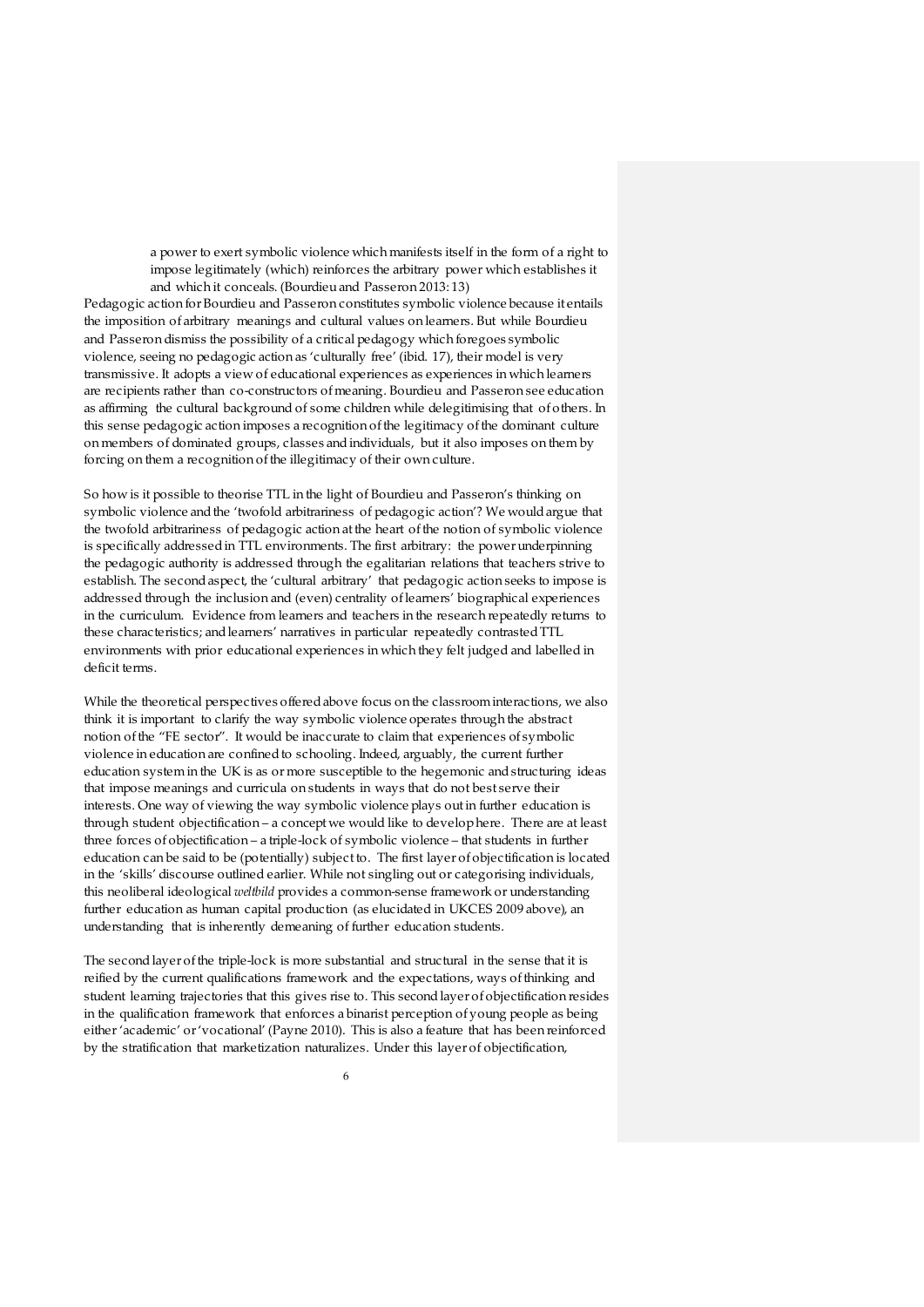> a power to exert symbolic violence which manifests itself in the form of a right to impose legitimately (which) reinforces the arbitrary power which establishes it and which it conceals. (Bourdieu and Passeron 2013: 13)

Pedagogic action for Bourdieu and Passeron constitutes symbolic violence because it entails the imposition of arbitrary meanings and cultural values on learners. But while Bourdieu and Passeron dismiss the possibility of a critical pedagogy which foregoes symbolic violence, seeing no pedagogic action as 'culturally free' (ibid. 17), their model is very transmissive. It adopts a view of educational experiences as experiences in which learners are recipients rather than co-constructors of meaning. Bourdieu and Passeron see education as affirming the cultural background of some children while delegitimising that of others. In this sense pedagogic action imposes a recognition of the legitimacy of the dominant culture on members of dominated groups, classes and individuals, but it also imposes on them by forcing on them a recognition of the illegitimacy of their own culture.

So how is it possible to theorise TTL in the light of Bourdieu and Passeron's thinking on symbolic violence and the 'twofold arbitrariness of pedagogic action'? We would argue that the twofold arbitrariness of pedagogic action at the heart of the notion of symbolic violence is specifically addressed in TTL environments. The first arbitrary: the power underpinning the pedagogic authority is addressed through the egalitarian relations that teachers strive to establish. The second aspect, the 'cultural arbitrary' that pedagogic action seeks to impose is addressed through the inclusion and (even) centrality of learners' biographical experiences in the curriculum. Evidence from learners and teachers in the research repeatedly returns to these characteristics; and learners' narratives in particular repeatedly contrasted TTL environments with prior educational experiences in which they felt judged and labelled in deficit terms.

While the theoretical perspectives offered above focus on the classroom interactions, we also think it is important to clarify the way symbolic violence operates through the abstract notion of the "FE sector". It would be inaccurate to claim that experiences of symbolic violence in education are confined to schooling. Indeed, arguably, the current further education system in the UK is as or more susceptible to the hegemonic and structuring ideas that impose meanings and curricula on students in ways that do not best serve their interests. One way of viewing the way symbolic violence plays out in further education is through student objectification – a concept we would like to develop here. There are at least three forces of objectification – a triple-lock of symbolic violence – that students in further education can be said to be (potentially) subject to. The first layer of objectification is located in the 'skills' discourse outlined earlier. While not singling out or categorising individuals, this neoliberal ideological *weltbild* provides a common-sense framework or understanding further education as human capital production (as elucidated in UKCES 2009 above), an understanding that is inherently demeaning of further education students.

The second layer of the triple-lock is more substantial and structural in the sense that it is reified by the current qualifications framework and the expectations, ways of thinking and student learning trajectories that this gives rise to. This second layer of objectification resides in the qualification framework that enforces a binarist perception of young people as being either 'academic' or 'vocational' (Payne 2010). This is also a feature that has been reinforced by the stratification that marketization naturalizes. Under this layer of objectification,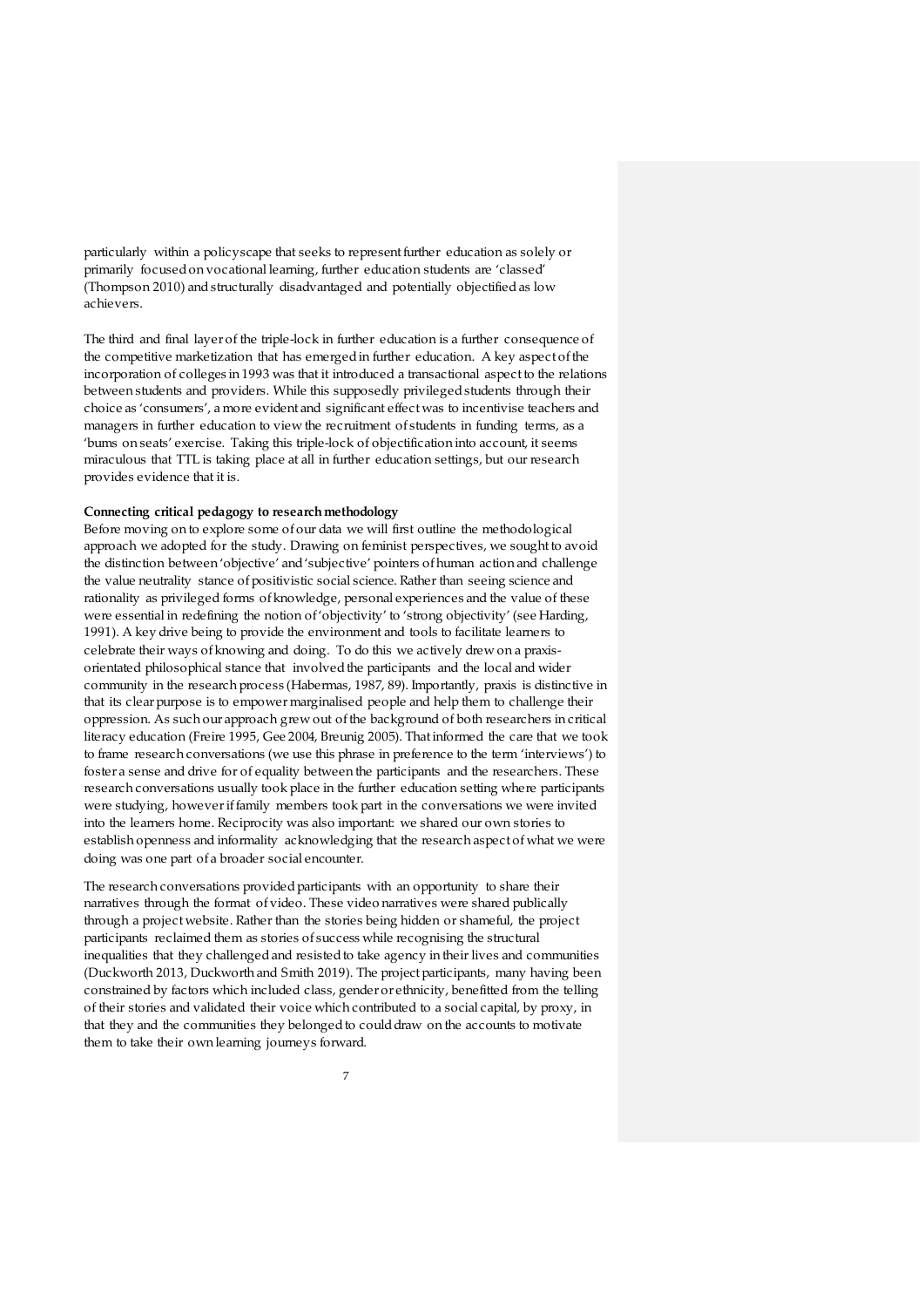particularly within a policyscape that seeks to represent further education as solely or primarily focused on vocational learning, further education students are 'classed' (Thompson 2010) and structurally disadvantaged and potentially objectified as low achievers.

The third and final layer of the triple-lock in further education is a further consequence of the competitive marketization that has emerged in further education. A key aspect of the incorporation of colleges in 1993 was that it introduced a transactional aspect to the relations between students and providers. While this supposedly privileged students through their choice as 'consumers', a more evident and significant effect was to incentivise teachers and managers in further education to view the recruitment of students in funding terms, as a 'bums on seats' exercise. Taking this triple-lock of objectification into account, it seems miraculous that TTL is taking place at all in further education settings, but our research provides evidence that it is.

**Connecting critical pedagogy to research methodology**

Before moving on to explore some of our data we will first outline the methodological approach we adopted for the study. Drawing on feminist perspectives, we sought to avoid the distinction between 'objective' and 'subjective' pointers of human action and challenge the value neutrality stance of positivistic social science. Rather than seeing science and rationality as privileged forms of knowledge, personal experiences and the value of these were essential in redefining the notion of 'objectivity' to 'strong objectivity' (see Harding, 1991). A key drive being to provide the environment and tools to facilitate learners to celebrate their ways of knowing and doing. To do this we actively drew on a praxis-orientated philosophical stance that involved the participants and the local and wider community in the research process (Habermas, 1987, 89). Importantly, praxis is distinctive in that its clear purpose is to empower marginalised people and help them to challenge their oppression. As such our approach grew out of the background of both researchers in critical literacy education (Freire 1995, Gee 2004, Breunig 2005). That informed the care that we took to frame research conversations (we use this phrase in preference to the term 'interviews') to foster a sense and drive for of equality between the participants and the researchers. These research conversations usually took place in the further education setting where participants were studying, however if family members took part in the conversations we were invited into the learners home. Reciprocity was also important: we shared our own stories to establish openness and informality acknowledging that the research aspect of what we were doing was one part of a broader social encounter.

The research conversations provided participants with an opportunity to share their narratives through the format of video. These video narratives were shared publically through a project website. Rather than the stories being hidden or shameful, the project participants reclaimed them as stories of success while recognising the structural inequalities that they challenged and resisted to take agency in their lives and communities (Duckworth 2013, Duckworth and Smith 2019). The project participants, many having been constrained by factors which included class, gender or ethnicity, benefitted from the telling of their stories and validated their voice which contributed to a social capital, by proxy, in that they and the communities they belonged to could draw on the accounts to motivate them to take their own learning journeys forward.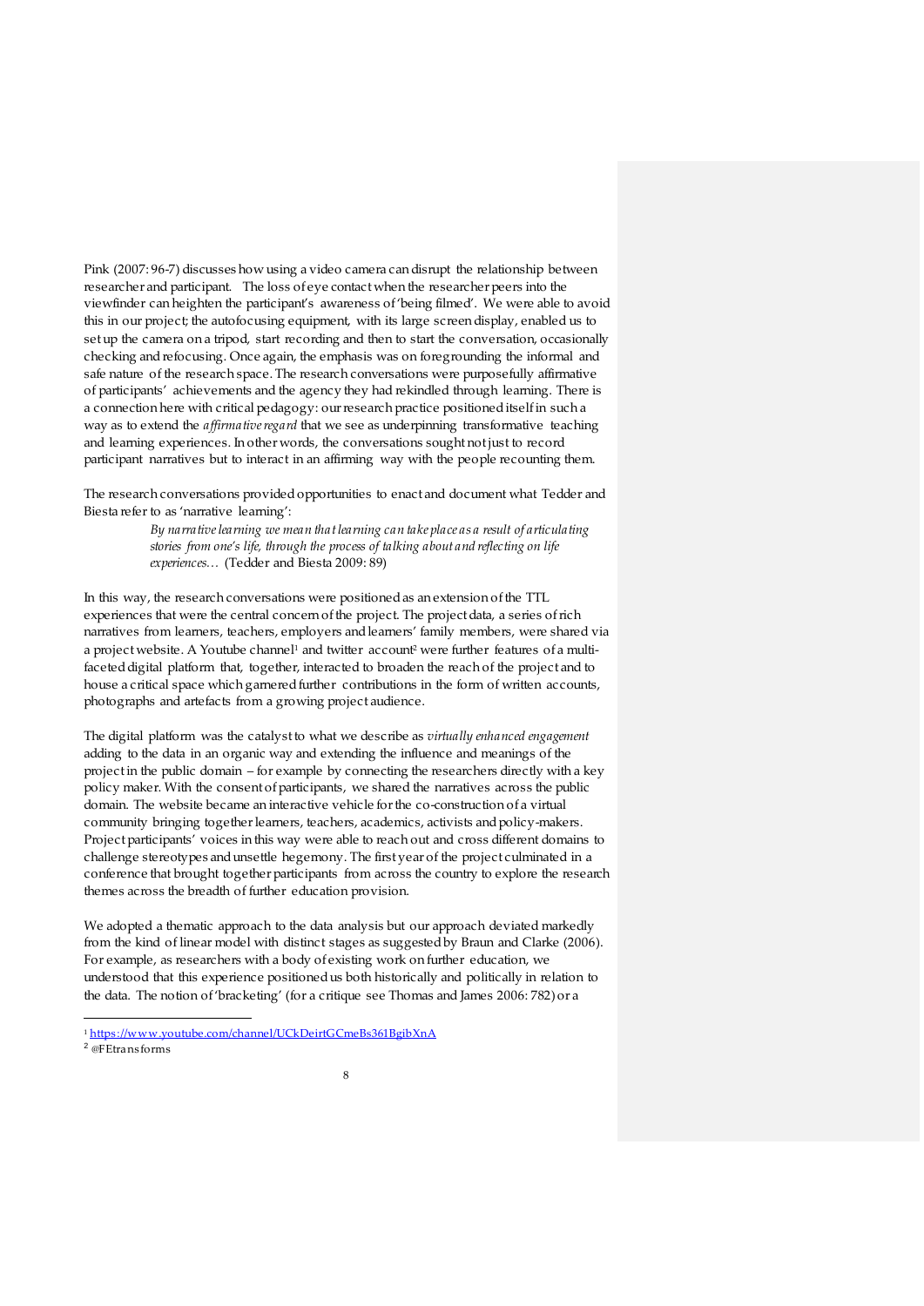Pink (2007: 96-7) discusses how using a video camera can disrupt the relationship between researcher and participant. The loss of eye contact when the researcher peers into the viewfinder can heighten the participant's awareness of 'being filmed'. We were able to avoid this in our project; the autofocusing equipment, with its large screen display, enabled us to set up the camera on a tripod, start recording and then to start the conversation, occasionally checking and refocusing. Once again, the emphasis was on foregrounding the informal and safe nature of the research space. The research conversations were purposefully affirmative of participants' achievements and the agency they had rekindled through learning. There is a connection here with critical pedagogy: our research practice positioned itself in such a way as to extend the *affirmative regard* that we see as underpinning transformative teaching and learning experiences. In other words, the conversations sought not just to record participant narratives but to interact in an affirming way with the people recounting them.

The research conversations provided opportunities to enact and document what Tedder and Biesta refer to as 'narrative learning':

> *By narrative learning we mean that learning can take place as a result of articulating stories from one's life, through the process of talking about and reflecting on life experiences…* (Tedder and Biesta 2009: 89)

In this way, the research conversations were positioned as an extension of the TTL experiences that were the central concern of the project. The project data, a series of rich narratives from learners, teachers, employers and learners' family members, were shared via a project website. A Youtube channel[1] and twitter account[2] were further features of a multi-faceted digital platform that, together, interacted to broaden the reach of the project and to house a critical space which garnered further contributions in the form of written accounts, photographs and artefacts from a growing project audience.

The digital platform was the catalyst to what we describe as *virtually enhanced engagement* adding to the data in an organic way and extending the influence and meanings of the project in the public domain – for example by connecting the researchers directly with a key policy maker. With the consent of participants, we shared the narratives across the public domain. The website became an interactive vehicle for the co-construction of a virtual community bringing together learners, teachers, academics, activists and policy-makers. Project participants' voices in this way were able to reach out and cross different domains to challenge stereotypes and unsettle hegemony. The first year of the project culminated in a conference that brought together participants from across the country to explore the research themes across the breadth of further education provision.

We adopted a thematic approach to the data analysis but our approach deviated markedly from the kind of linear model with distinct stages as suggested by Braun and Clarke (2006). For example, as researchers with a body of existing work on further education, we understood that this experience positioned us both historically and politically in relation to the data. The notion of 'bracketing' (for a critique see Thomas and James 2006: 782) or a

---

[1] https://www.youtube.com/channel/UCkDeirtGCmeBs361BgibXnA

[2] @FEtransforms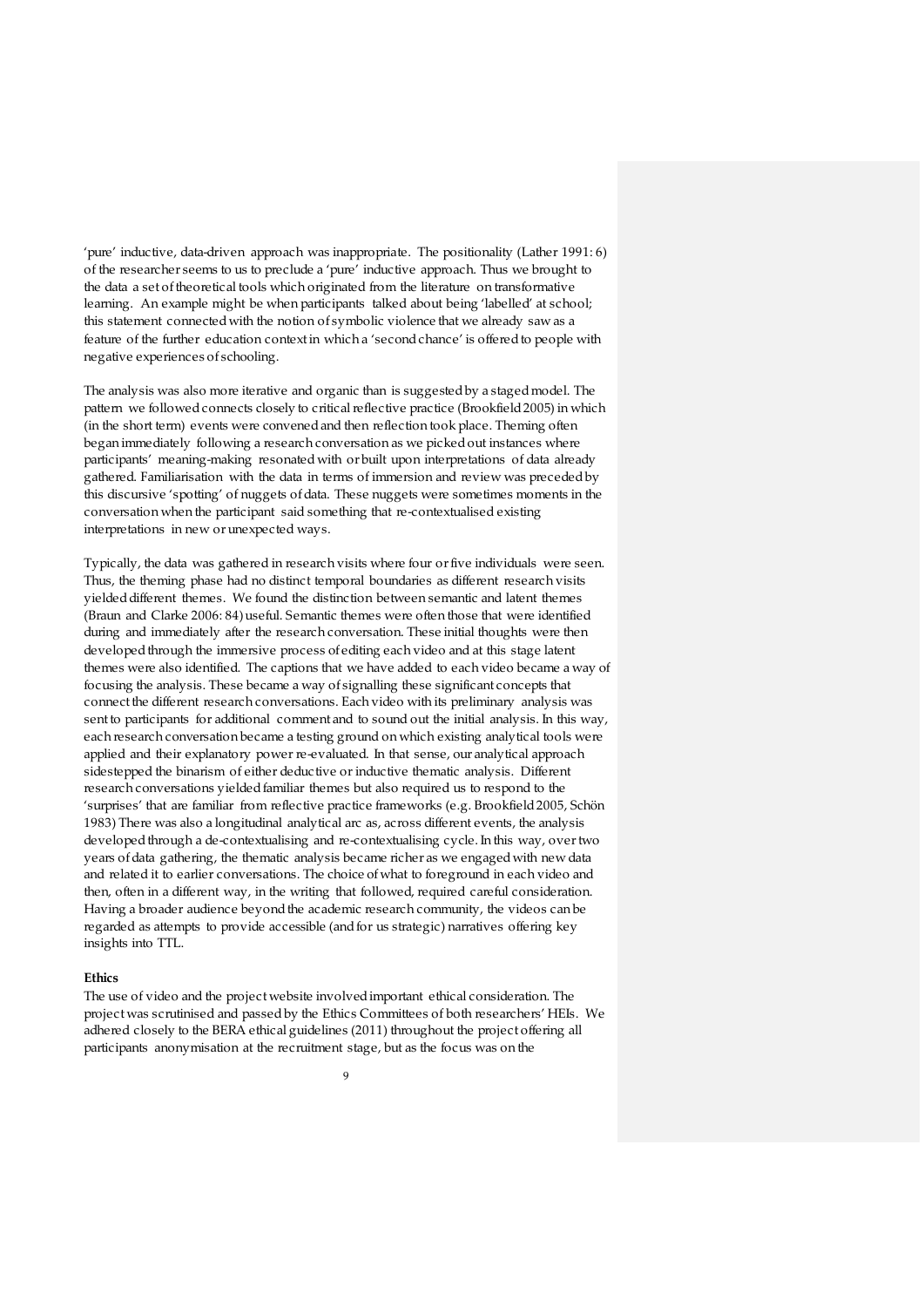'pure' inductive, data-driven approach was inappropriate. The positionality (Lather 1991: 6) of the researcher seems to us to preclude a 'pure' inductive approach. Thus we brought to the data a set of theoretical tools which originated from the literature on transformative learning. An example might be when participants talked about being 'labelled' at school; this statement connected with the notion of symbolic violence that we already saw as a feature of the further education context in which a 'second chance' is offered to people with negative experiences of schooling.

The analysis was also more iterative and organic than is suggested by a staged model. The pattern we followed connects closely to critical reflective practice (Brookfield 2005) in which (in the short term) events were convened and then reflection took place. Theming often began immediately following a research conversation as we picked out instances where participants' meaning-making resonated with or built upon interpretations of data already gathered. Familiarisation with the data in terms of immersion and review was preceded by this discursive 'spotting' of nuggets of data. These nuggets were sometimes moments in the conversation when the participant said something that re-contextualised existing interpretations in new or unexpected ways.

Typically, the data was gathered in research visits where four or five individuals were seen. Thus, the theming phase had no distinct temporal boundaries as different research visits yielded different themes. We found the distinction between semantic and latent themes (Braun and Clarke 2006: 84) useful. Semantic themes were often those that were identified during and immediately after the research conversation. These initial thoughts were then developed through the immersive process of editing each video and at this stage latent themes were also identified. The captions that we have added to each video became a way of focusing the analysis. These became a way of signalling these significant concepts that connect the different research conversations. Each video with its preliminary analysis was sent to participants for additional comment and to sound out the initial analysis. In this way, each research conversation became a testing ground on which existing analytical tools were applied and their explanatory power re-evaluated. In that sense, our analytical approach sidestepped the binarism of either deductive or inductive thematic analysis. Different research conversations yielded familiar themes but also required us to respond to the 'surprises' that are familiar from reflective practice frameworks (e.g. Brookfield 2005, Schön 1983) There was also a longitudinal analytical arc as, across different events, the analysis developed through a de-contextualising and re-contextualising cycle. In this way, over two years of data gathering, the thematic analysis became richer as we engaged with new data and related it to earlier conversations. The choice of what to foreground in each video and then, often in a different way, in the writing that followed, required careful consideration. Having a broader audience beyond the academic research community, the videos can be regarded as attempts to provide accessible (and for us strategic) narratives offering key insights into TTL.

**Ethics**

The use of video and the project website involved important ethical consideration. The project was scrutinised and passed by the Ethics Committees of both researchers' HEIs. We adhered closely to the BERA ethical guidelines (2011) throughout the project offering all participants anonymisation at the recruitment stage, but as the focus was on the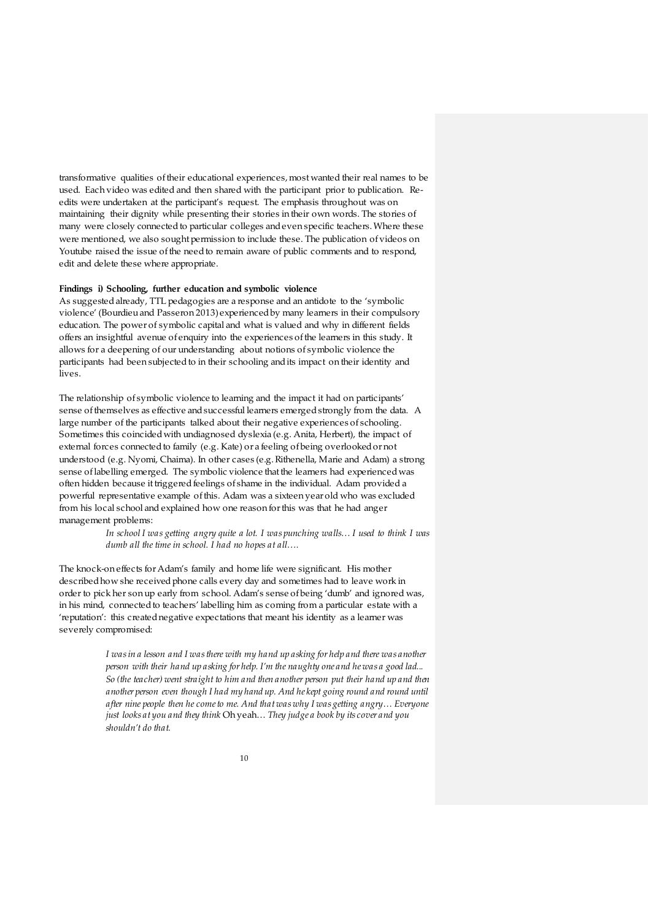transformative qualities of their educational experiences, most wanted their real names to be used. Each video was edited and then shared with the participant prior to publication. Re-edits were undertaken at the participant's request. The emphasis throughout was on maintaining their dignity while presenting their stories in their own words. The stories of many were closely connected to particular colleges and even specific teachers. Where these were mentioned, we also sought permission to include these. The publication of videos on Youtube raised the issue of the need to remain aware of public comments and to respond, edit and delete these where appropriate.

**Findings i) Schooling, further education and symbolic violence**

As suggested already, TTL pedagogies are a response and an antidote to the 'symbolic violence' (Bourdieu and Passeron 2013) experienced by many learners in their compulsory education. The power of symbolic capital and what is valued and why in different fields offers an insightful avenue of enquiry into the experiences of the learners in this study. It allows for a deepening of our understanding about notions of symbolic violence the participants had been subjected to in their schooling and its impact on their identity and lives.

The relationship of symbolic violence to learning and the impact it had on participants' sense of themselves as effective and successful learners emerged strongly from the data. A large number of the participants talked about their negative experiences of schooling. Sometimes this coincided with undiagnosed dyslexia (e.g. Anita, Herbert), the impact of external forces connected to family (e.g. Kate) or a feeling of being overlooked or not understood (e.g. Nyomi, Chaima). In other cases (e.g. Rithenella, Marie and Adam) a strong sense of labelling emerged. The symbolic violence that the learners had experienced was often hidden because it triggered feelings of shame in the individual. Adam provided a powerful representative example of this. Adam was a sixteen year old who was excluded from his local school and explained how one reason for this was that he had anger management problems:

> *In school I was getting angry quite a lot. I was punching walls… I used to think I was dumb all the time in school. I had no hopes at all….*

The knock-on effects for Adam's family and home life were significant. His mother described how she received phone calls every day and sometimes had to leave work in order to pick her son up early from school. Adam's sense of being 'dumb' and ignored was, in his mind, connected to teachers' labelling him as coming from a particular estate with a 'reputation': this created negative expectations that meant his identity as a learner was severely compromised:

> *I was in a lesson and I was there with my hand up asking for help and there was another person with their hand up asking for help. I'm the naughty one and he was a good lad... So (the teacher) went straight to him and then another person put their hand up and then another person even though I had my hand up. And he kept going round and round until after nine people then he come to me. And that was why I was getting angry… Everyone just looks at you and they think* Oh yeah… *They judge a book by its cover and you shouldn't do that.*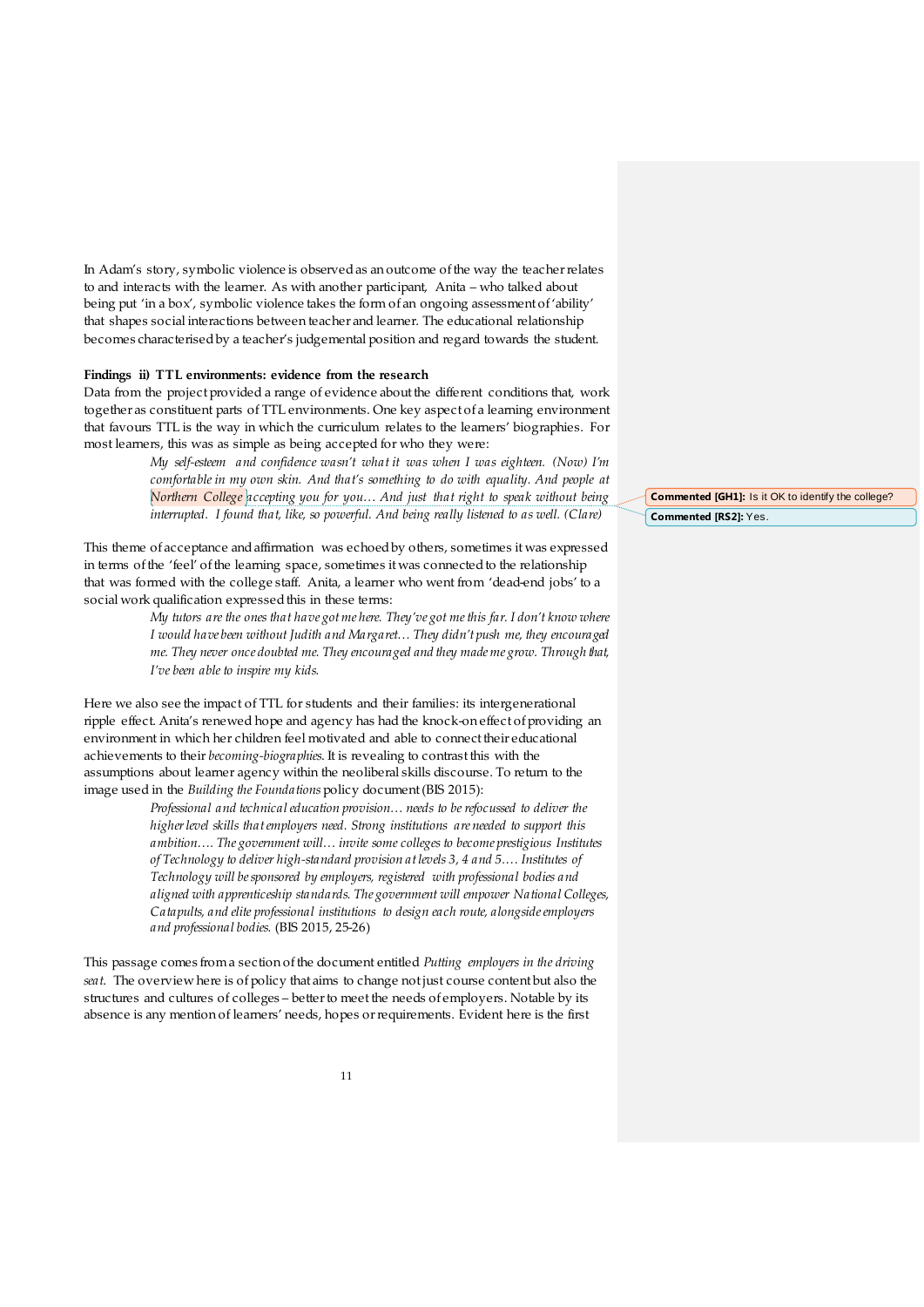In Adam's story, symbolic violence is observed as an outcome of the way the teacher relates to and interacts with the learner. As with another participant, Anita – who talked about being put 'in a box', symbolic violence takes the form of an ongoing assessment of 'ability' that shapes social interactions between teacher and learner. The educational relationship becomes characterised by a teacher's judgemental position and regard towards the student.

**Findings ii) TTL environments: evidence from the research**

Data from the project provided a range of evidence about the different conditions that, work together as constituent parts of TTL environments. One key aspect of a learning environment that favours TTL is the way in which the curriculum relates to the learners' biographies. For most learners, this was as simple as being accepted for who they were:

> *My self-esteem and confidence wasn't what it was when I was eighteen. (Now) I'm comfortable in my own skin. And that's something to do with equality. And people at Northern College accepting you for you… And just that right to speak without being interrupted. I found that, like, so powerful. And being really listened to as well. (Clare)*

**Commented [GH1]:** Is it OK to identify the college?

**Commented [RS2]:** Yes.

This theme of acceptance and affirmation was echoed by others, sometimes it was expressed in terms of the 'feel' of the learning space, sometimes it was connected to the relationship that was formed with the college staff. Anita, a learner who went from 'dead-end jobs' to a social work qualification expressed this in these terms:

> *My tutors are the ones that have got me here. They've got me this far. I don't know where I would have been without Judith and Margaret… They didn't push me, they encouraged me. They never once doubted me. They encouraged and they made me grow. Through that, I've been able to inspire my kids.*

Here we also see the impact of TTL for students and their families: its intergenerational ripple effect. Anita's renewed hope and agency has had the knock-on effect of providing an environment in which her children feel motivated and able to connect their educational achievements to their *becoming-biographies*. It is revealing to contrast this with the assumptions about learner agency within the neoliberal skills discourse. To return to the image used in the *Building the Foundations* policy document (BIS 2015):

> *Professional and technical education provision… needs to be refocussed to deliver the higher level skills that employers need. Strong institutions are needed to support this ambition…. The government will… invite some colleges to become prestigious Institutes of Technology to deliver high-standard provision at levels 3, 4 and 5…. Institutes of Technology will be sponsored by employers, registered with professional bodies and aligned with apprenticeship standards. The government will empower National Colleges, Catapults, and elite professional institutions to design each route, alongside employers and professional bodies.* (BIS 2015, 25-26)

This passage comes from a section of the document entitled *Putting employers in the driving seat*. The overview here is of policy that aims to change not just course content but also the structures and cultures of colleges – better to meet the needs of employers. Notable by its absence is any mention of learners' needs, hopes or requirements. Evident here is the first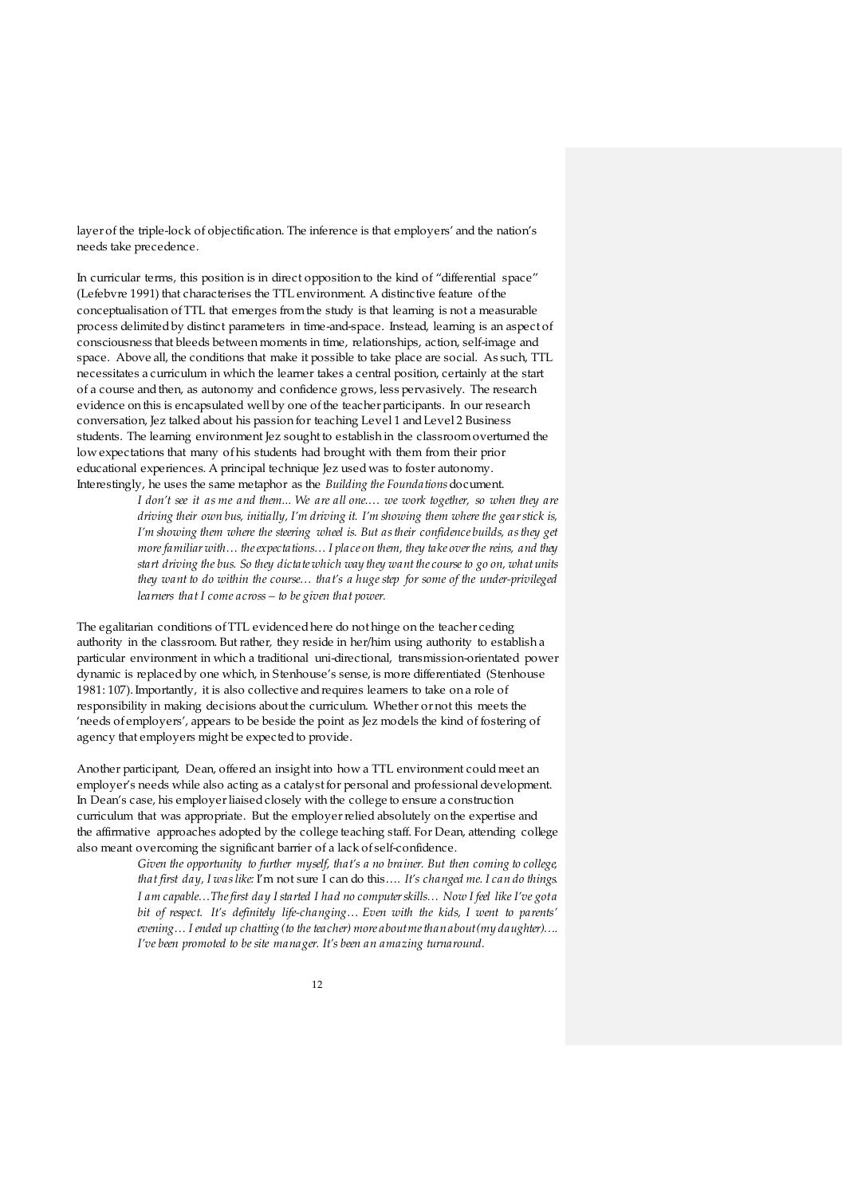layer of the triple-lock of objectification. The inference is that employers' and the nation's needs take precedence.

In curricular terms, this position is in direct opposition to the kind of "differential space" (Lefebvre 1991) that characterises the TTL environment. A distinctive feature of the conceptualisation of TTL that emerges from the study is that learning is not a measurable process delimited by distinct parameters in time-and-space. Instead, learning is an aspect of consciousness that bleeds between moments in time, relationships, action, self-image and space. Above all, the conditions that make it possible to take place are social. As such, TTL necessitates a curriculum in which the learner takes a central position, certainly at the start of a course and then, as autonomy and confidence grows, less pervasively. The research evidence on this is encapsulated well by one of the teacher participants. In our research conversation, Jez talked about his passion for teaching Level 1 and Level 2 Business students. The learning environment Jez sought to establish in the classroom overturned the low expectations that many of his students had brought with them from their prior educational experiences. A principal technique Jez used was to foster autonomy. Interestingly, he uses the same metaphor as the *Building the Foundations* document.

> *I don't see it as me and them... We are all one.… we work together, so when they are driving their own bus, initially, I'm driving it. I'm showing them where the gear stick is, I'm showing them where the steering wheel is. But as their confidence builds, as they get more familiar with… the expectations… I place on them, they take over the reins, and they start driving the bus. So they dictate which way they want the course to go on, what units they want to do within the course… that's a huge step for some of the under-privileged learners that I come across – to be given that power.*

The egalitarian conditions of TTL evidenced here do not hinge on the teacher ceding authority in the classroom. But rather, they reside in her/him using authority to establish a particular environment in which a traditional uni-directional, transmission-orientated power dynamic is replaced by one which, in Stenhouse's sense, is more differentiated (Stenhouse 1981: 107). Importantly, it is also collective and requires learners to take on a role of responsibility in making decisions about the curriculum. Whether or not this meets the 'needs of employers', appears to be beside the point as Jez models the kind of fostering of agency that employers might be expected to provide.

Another participant, Dean, offered an insight into how a TTL environment could meet an employer's needs while also acting as a catalyst for personal and professional development. In Dean's case, his employer liaised closely with the college to ensure a construction curriculum that was appropriate. But the employer relied absolutely on the expertise and the affirmative approaches adopted by the college teaching staff. For Dean, attending college also meant overcoming the significant barrier of a lack of self-confidence.

> *Given the opportunity to further myself, that's a no brainer. But then coming to college, that first day, I was like:* I'm not sure I can do this*…. It's changed me. I can do things. I am capable…The first day I started I had no computer skills… Now I feel like I've got a bit of respect. It's definitely life-changing… Even with the kids, I went to parents' evening… I ended up chatting (to the teacher) more about me than about (my daughter)…. I've been promoted to be site manager. It's been an amazing turnaround.*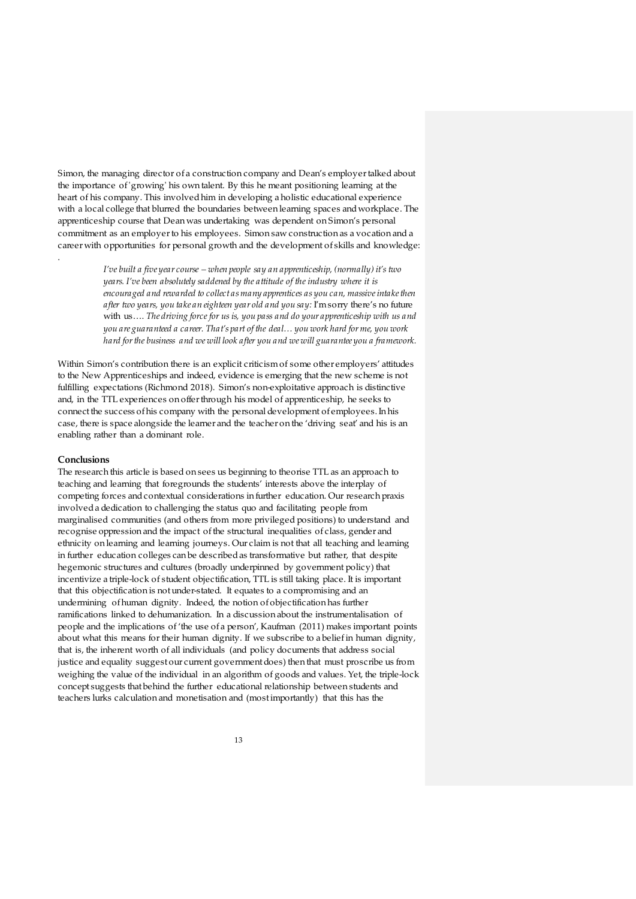Simon, the managing director of a construction company and Dean's employer talked about the importance of 'growing' his own talent. By this he meant positioning learning at the heart of his company. This involved him in developing a holistic educational experience with a local college that blurred the boundaries between learning spaces and workplace. The apprenticeship course that Dean was undertaking was dependent on Simon's personal commitment as an employer to his employees. Simon saw construction as a vocation and a career with opportunities for personal growth and the development of skills and knowledge:

.

> *I've built a five year course – when people say an apprenticeship, (normally) it's two years. I've been absolutely saddened by the attitude of the industry where it is encouraged and rewarded to collect as many apprentices as you can, massive intake then after two years, you take an eighteen year old and you say:* I'm sorry there's no future with us…. *The driving force for us is, you pass and do your apprenticeship with us and you are guaranteed a career. That's part of the deal… you work hard for me, you work hard for the business and we will look after you and we will guarantee you a framework.*

Within Simon's contribution there is an explicit criticism of some other employers' attitudes to the New Apprenticeships and indeed, evidence is emerging that the new scheme is not fulfilling expectations (Richmond 2018). Simon's non-exploitative approach is distinctive and, in the TTL experiences on offer through his model of apprenticeship, he seeks to connect the success of his company with the personal development of employees. In his case, there is space alongside the learner and the teacher on the 'driving seat' and his is an enabling rather than a dominant role.

**Conclusions**

The research this article is based on sees us beginning to theorise TTL as an approach to teaching and learning that foregrounds the students' interests above the interplay of competing forces and contextual considerations in further education. Our research praxis involved a dedication to challenging the status quo and facilitating people from marginalised communities (and others from more privileged positions) to understand and recognise oppression and the impact of the structural inequalities of class, gender and ethnicity on learning and learning journeys. Our claim is not that all teaching and learning in further education colleges can be described as transformative but rather, that despite hegemonic structures and cultures (broadly underpinned by government policy) that incentivize a triple-lock of student objectification, TTL is still taking place. It is important that this objectification is not under-stated. It equates to a compromising and an undermining of human dignity. Indeed, the notion of objectification has further ramifications linked to dehumanization. In a discussion about the instrumentalisation of people and the implications of 'the use of a person', Kaufman (2011) makes important points about what this means for their human dignity. If we subscribe to a belief in human dignity, that is, the inherent worth of all individuals (and policy documents that address social justice and equality suggest our current government does) then that must proscribe us from weighing the value of the individual in an algorithm of goods and values. Yet, the triple-lock concept suggests that behind the further educational relationship between students and teachers lurks calculation and monetisation and (most importantly) that this has the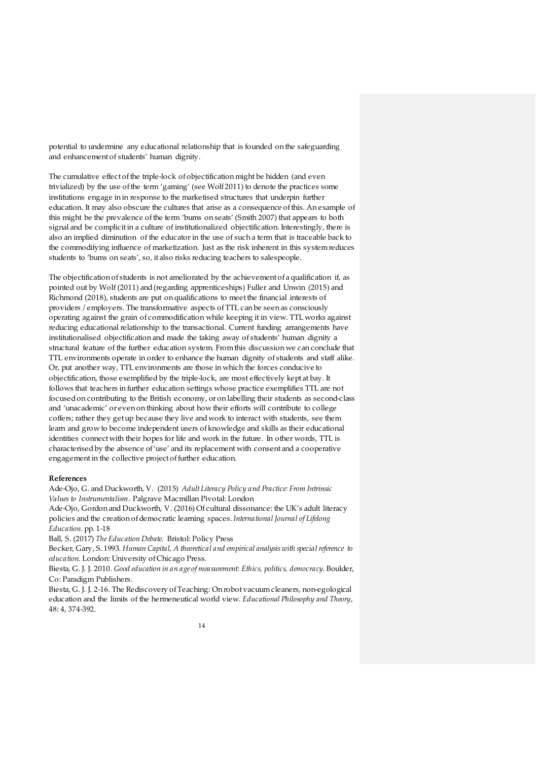potential to undermine any educational relationship that is founded on the safeguarding and enhancement of students' human dignity.

The cumulative effect of the triple-lock of objectification might be hidden (and even trivialized) by the use of the term 'gaming' (see Wolf 2011) to denote the practices some institutions engage in in response to the marketised structures that underpin further education. It may also obscure the cultures that arise as a consequence of this. An example of this might be the prevalence of the term 'bums on seats' (Smith 2007) that appears to both signal and be complicit in a culture of institutionalized objectification. Interestingly, there is also an implied diminution of the educator in the use of such a term that is traceable back to the commodifying influence of marketization. Just as the risk inherent in this system reduces students to 'bums on seats', so, it also risks reducing teachers to salespeople.

The objectification of students is not ameliorated by the achievement of a qualification if, as pointed out by Wolf (2011) and (regarding apprenticeships) Fuller and Unwin (2015) and Richmond (2018), students are put on qualifications to meet the financial interests of providers / employers. The transformative aspects of TTL can be seen as consciously operating against the grain of commodification while keeping it in view. TTL works against reducing educational relationship to the transactional. Current funding arrangements have institutionalised objectification and made the taking away of students' human dignity a structural feature of the further education system. From this discussion we can conclude that TTL environments operate in order to enhance the human dignity of students and staff alike. Or, put another way, TTL environments are those in which the forces conducive to objectification, those exemplified by the triple-lock, are most effectively kept at bay. It follows that teachers in further education settings whose practice exemplifies TTL are not focused on contributing to the British economy, or on labelling their students as second-class and 'unacademic' or even on thinking about how their efforts will contribute to college coffers; rather they get up because they live and work to interact with students, see them learn and grow to become independent users of knowledge and skills as their educational identities connect with their hopes for life and work in the future. In other words, TTL is characterised by the absence of 'use' and its replacement with consent and a cooperative engagement in the collective project of further education.

**References**

Ade-Ojo, G. and Duckworth, V. (2015) *Adult Literacy Policy and Practice: From Intrinsic Values to Instrumentalism*. Palgrave Macmillan Pivotal: London

Ade-Ojo, Gordon and Duckworth, V. (2016) Of cultural dissonance: the UK's adult literacy policies and the creation of democratic learning spaces. *International Journal of Lifelong Education*. pp. 1-18

Ball, S. (2017) *The Education Debate*. Bristol: Policy Press

Becker, Gary, S. 1993. *Human Capital, A theoretical and empirical analysis with special reference to education*. London: University of Chicago Press.

Biesta, G. J. J. 2010. *Good education in an age of measurement: Ethics, politics, democracy*. Boulder, Co: Paradigm Publishers.

Biesta, G. J. J. 2-16. The Rediscovery of Teaching: On robot vacuum cleaners, non-egological education and the limits of the hermeneutical world view. *Educational Philosophy and Theory*, 48: 4, 374-392.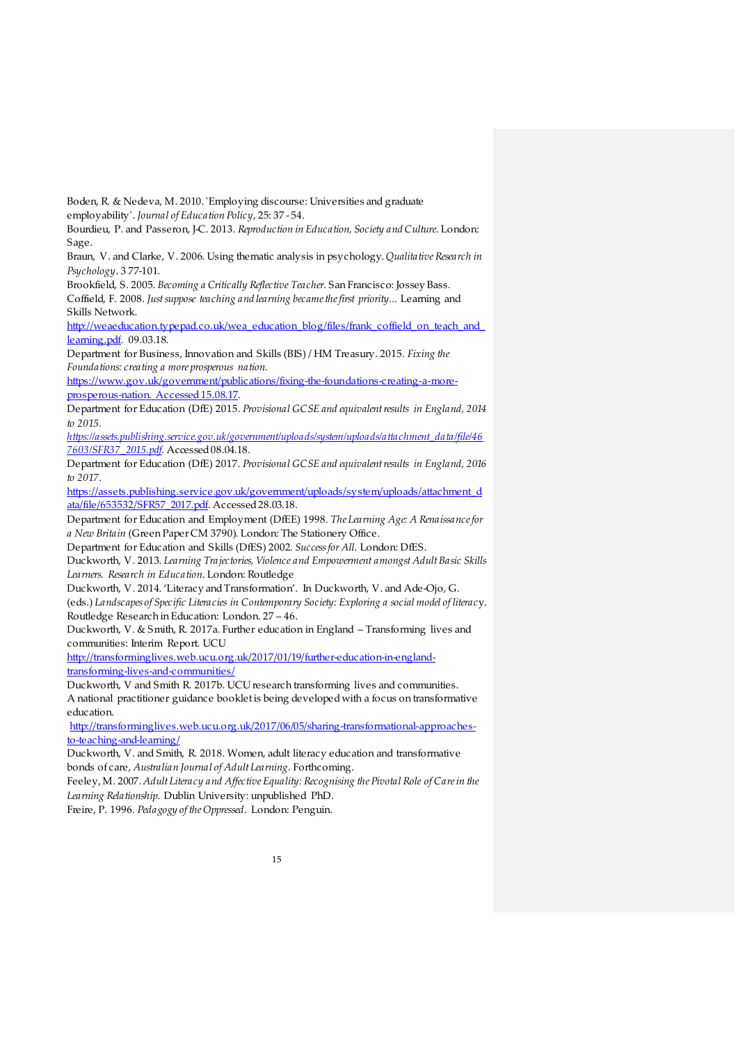Boden, R. & Nedeva, M. 2010. 'Employing discourse: Universities and graduate employability'. *Journal of Education Policy*, 25: 37 - 54.

Bourdieu, P. and Passeron, J-C. 2013. *Reproduction in Education, Society and Culture*. London: Sage.

Braun, V. and Clarke, V. 2006. Using thematic analysis in psychology. *Qualitative Research in Psychology*. 3 77-101.

Brookfield, S. 2005. *Becoming a Critically Reflective Teacher*. San Francisco: Jossey Bass.

Coffield, F. 2008. *Just suppose teaching and learning became the first priority...* Learning and Skills Network. http://weaeducation.typepad.co.uk/wea_education_blog/files/frank_coffield_on_teach_and_learning.pdf. 09.03.18.

Department for Business, Innovation and Skills (BIS) / HM Treasury. 2015. *Fixing the Foundations: creating a more prosperous nation*. https://www.gov.uk/government/publications/fixing-the-foundations-creating-a-more-prosperous-nation. Accessed 15.08.17.

Department for Education (DfE) 2015. *Provisional GCSE and equivalent results in England, 2014 to 2015.* *https://assets.publishing.service.gov.uk/government/uploads/system/uploads/attachment_data/file/467603/SFR37_2015.pdf*. Accessed 08.04.18.

Department for Education (DfE) 2017. *Provisional GCSE and equivalent results in England, 2016 to 2017*. https://assets.publishing.service.gov.uk/government/uploads/system/uploads/attachment_data/file/653532/SFR57_2017.pdf. Accessed 28.03.18.

Department for Education and Employment (DfEE) 1998. *The Learning Age: A Renaissance for a New Britain* (Green Paper CM 3790). London: The Stationery Office.

Department for Education and Skills (DfES) 2002. *Success for All*. London: DfES.

Duckworth, V. 2013. *Learning Trajectories, Violence and Empowerment amongst Adult Basic Skills Learners. Research in Education*. London: Routledge

Duckworth, V. 2014. 'Literacy and Transformation'. In Duckworth, V. and Ade-Ojo, G. (eds.) *Landscapes of Specific Literacies in Contemporary Society: Exploring a social model of literacy*. Routledge Research in Education: London. 27 – 46.

Duckworth, V. & Smith, R. 2017a. Further education in England – Transforming lives and communities: Interim Report. UCU http://transforminglives.web.ucu.org.uk/2017/01/19/further-education-in-england-transforming-lives-and-communities/

Duckworth, V and Smith R. 2017b. UCU research transforming lives and communities. A national practitioner guidance booklet is being developed with a focus on transformative education. http://transforminglives.web.ucu.org.uk/2017/06/05/sharing-transformational-approaches-to-teaching-and-learning/

Duckworth, V. and Smith, R. 2018. Women, adult literacy education and transformative bonds of care, *Australian Journal of Adult Learning*. Forthcoming.

Feeley, M. 2007. *Adult Literacy and Affective Equality: Recognising the Pivotal Role of Care in the Learning Relationship.* Dublin University: unpublished PhD.

Freire, P. 1996. *Pedagogy of the Oppressed*. London: Penguin.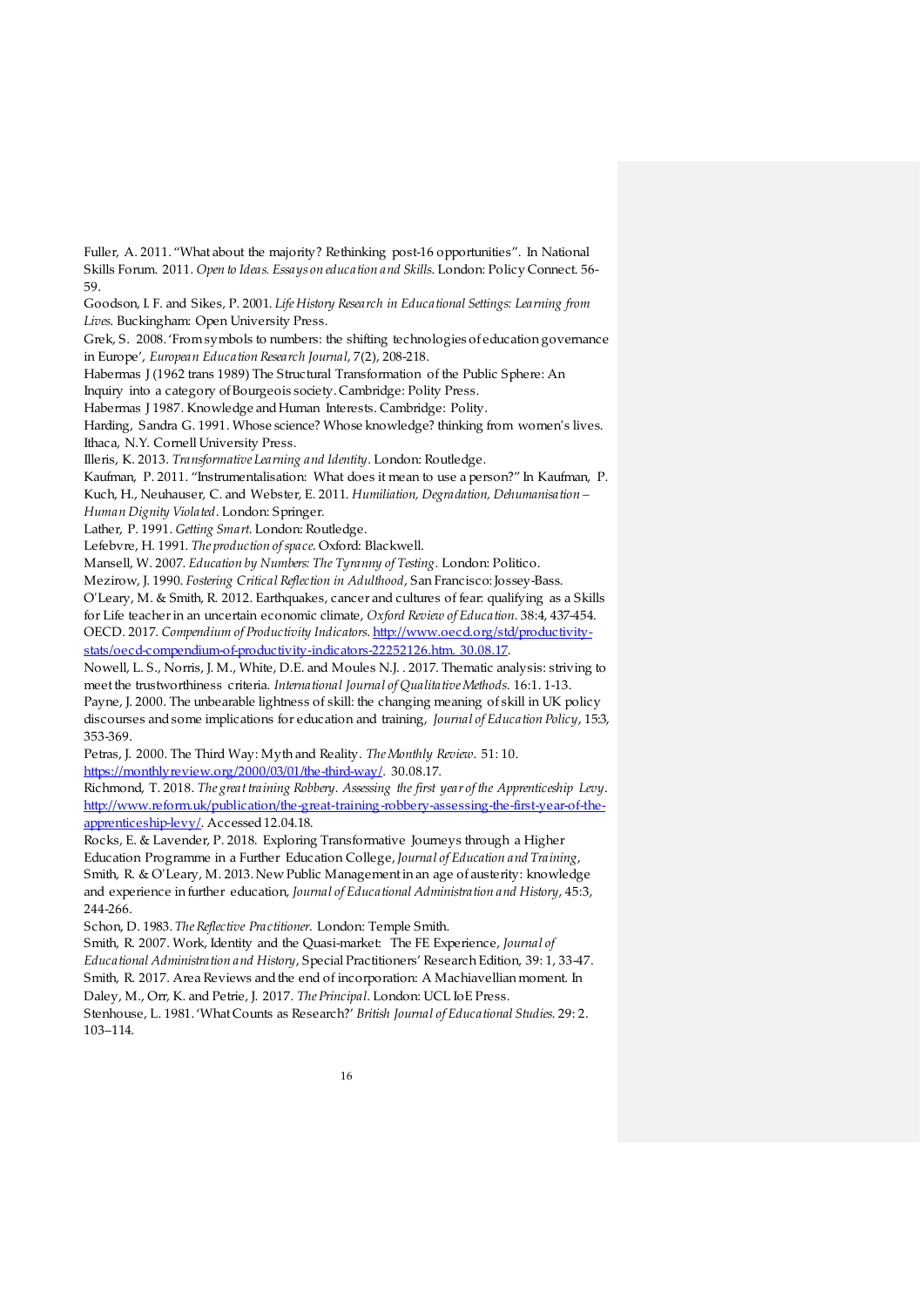Fuller, A. 2011. "What about the majority? Rethinking post-16 opportunities". In National Skills Forum. 2011. *Open to Ideas. Essays on education and Skills.* London: Policy Connect. 56-59.

Goodson, I. F. and Sikes, P. 2001. *Life History Research in Educational Settings: Learning from Lives*. Buckingham: Open University Press.

Grek, S. 2008. 'From symbols to numbers: the shifting technologies of education governance in Europe', *European Education Research Journal*, 7(2), 208-218.

Habermas J (1962 trans 1989) The Structural Transformation of the Public Sphere: An Inquiry into a category of Bourgeois society. Cambridge: Polity Press.

Habermas J 1987. Knowledge and Human Interests. Cambridge: Polity.

Harding, Sandra G. 1991. Whose science? Whose knowledge? thinking from women's lives. Ithaca, N.Y. Cornell University Press.

Illeris, K. 2013. *Transformative Learning and Identity*. London: Routledge.

Kaufman, P. 2011. "Instrumentalisation: What does it mean to use a person?" In Kaufman, P. Kuch, H., Neuhauser, C. and Webster, E. 2011. *Humiliation, Degradation, Dehumanisation – Human Dignity Violated*. London: Springer.

Lather, P. 1991. *Getting Smart*. London: Routledge.

Lefebvre, H. 1991. *The production of space*. Oxford: Blackwell.

Mansell, W. 2007. *Education by Numbers: The Tyranny of Testing*. London: Politico.

Mezirow, J. 1990. *Fostering Critical Reflection in Adulthood*, San Francisco: Jossey-Bass.

O'Leary, M. & Smith, R. 2012. Earthquakes, cancer and cultures of fear: qualifying as a Skills for Life teacher in an uncertain economic climate, *Oxford Review of Education*. 38:4, 437-454.

OECD. 2017. *Compendium of Productivity Indicators*. http://www.oecd.org/std/productivity-stats/oecd-compendium-of-productivity-indicators-22252126.htm. 30.08.17.

Nowell, L. S., Norris, J. M., White, D.E. and Moules N.J. . 2017. Thematic analysis: striving to meet the trustworthiness criteria. *International Journal of Qualitative Methods*. 16:1. 1-13.

Payne, J. 2000. The unbearable lightness of skill: the changing meaning of skill in UK policy discourses and some implications for education and training, *Journal of Education Policy*, 15:3, 353-369.

Petras, J. 2000. The Third Way: Myth and Reality. *The Monthly Review*. 51: 10. https://monthlyreview.org/2000/03/01/the-third-way/. 30.08.17.

Richmond, T. 2018. *The great training Robbery. Assessing the first year of the Apprenticeship Levy*. http://www.reform.uk/publication/the-great-training-robbery-assessing-the-first-year-of-the-apprenticeship-levy/. Accessed 12.04.18.

Rocks, E. & Lavender, P. 2018. Exploring Transformative Journeys through a Higher Education Programme in a Further Education College, *Journal of Education and Training*,

Smith, R. & O'Leary, M. 2013. New Public Management in an age of austerity: knowledge and experience in further education, *Journal of Educational Administration and History*, 45:3, 244-266.

Schon, D. 1983. *The Reflective Practitioner*. London: Temple Smith.

Smith, R. 2007. Work, Identity and the Quasi-market: The FE Experience, *Journal of Educational Administration and History*, Special Practitioners' Research Edition, 39: 1, 33-47.

Smith, R. 2017. Area Reviews and the end of incorporation: A Machiavellian moment. In Daley, M., Orr, K. and Petrie, J. 2017. *The Principal*. London: UCL IoE Press.

Stenhouse, L. 1981. 'What Counts as Research?' *British Journal of Educational Studies*. 29: 2. 103–114.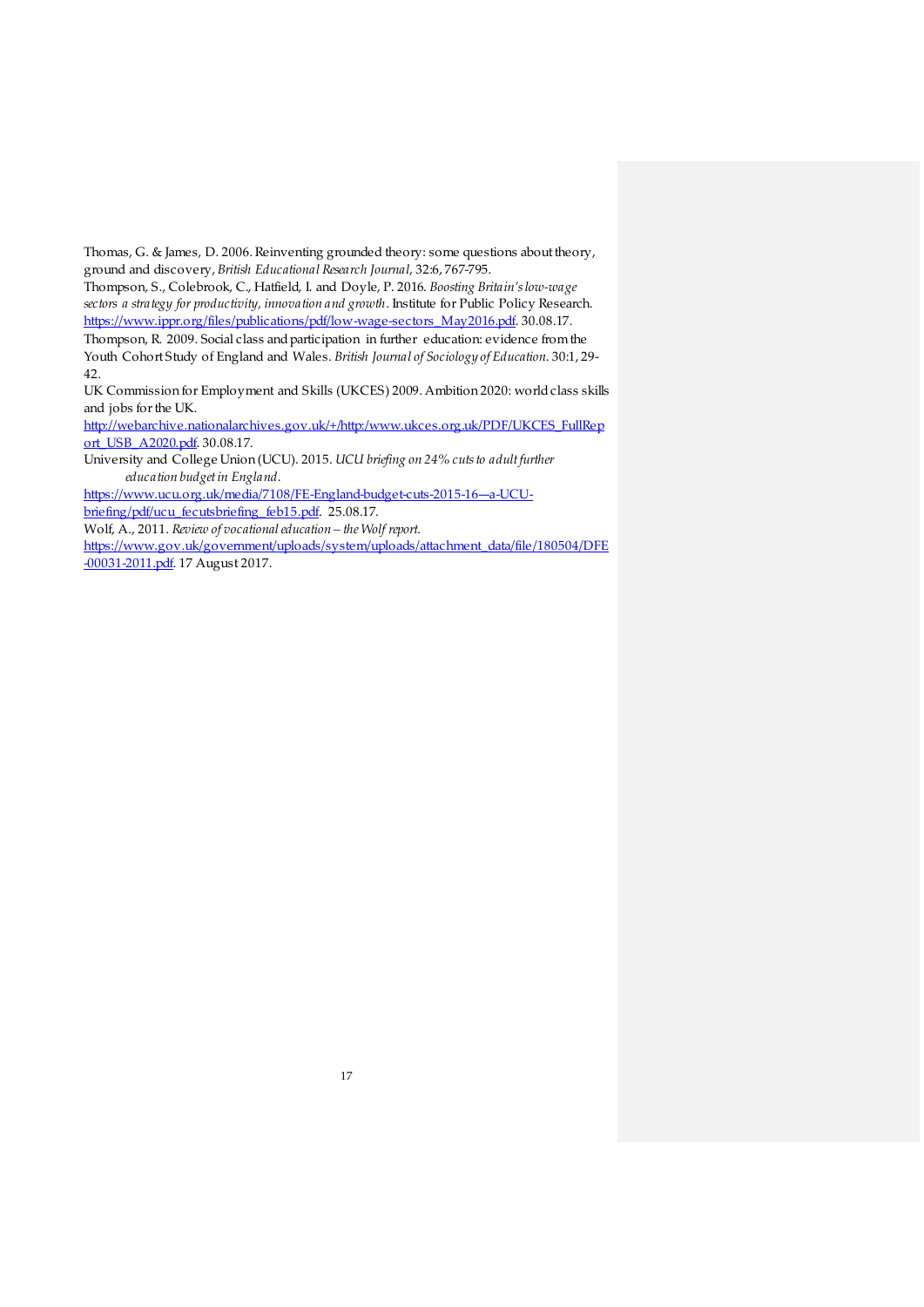Thomas, G. & James, D. 2006. Reinventing grounded theory: some questions about theory, ground and discovery, *British Educational Research Journal*, 32:6, 767-795.

Thompson, S., Colebrook, C., Hatfield, I. and Doyle, P. 2016. *Boosting Britain's low-wage sectors a strategy for productivity, innovation and growth*. Institute for Public Policy Research. https://www.ippr.org/files/publications/pdf/low-wage-sectors_May2016.pdf. 30.08.17.

Thompson, R. 2009. Social class and participation in further education: evidence from the Youth Cohort Study of England and Wales. *British Journal of Sociology of Education*. 30:1, 29-42.

UK Commission for Employment and Skills (UKCES) 2009. Ambition 2020: world class skills and jobs for the UK. http://webarchive.nationalarchives.gov.uk/+/http:/www.ukces.org.uk/PDF/UKCES_FullReport_USB_A2020.pdf. 30.08.17.

University and College Union (UCU). 2015. *UCU briefing on 24% cuts to adult further education budget in England*. https://www.ucu.org.uk/media/7108/FE-England-budget-cuts-2015-16---a-UCU-briefing/pdf/ucu_fecutsbriefing_feb15.pdf. 25.08.17.

Wolf, A., 2011. *Review of vocational education – the Wolf report*. https://www.gov.uk/government/uploads/system/uploads/attachment_data/file/180504/DFE-00031-2011.pdf. 17 August 2017.